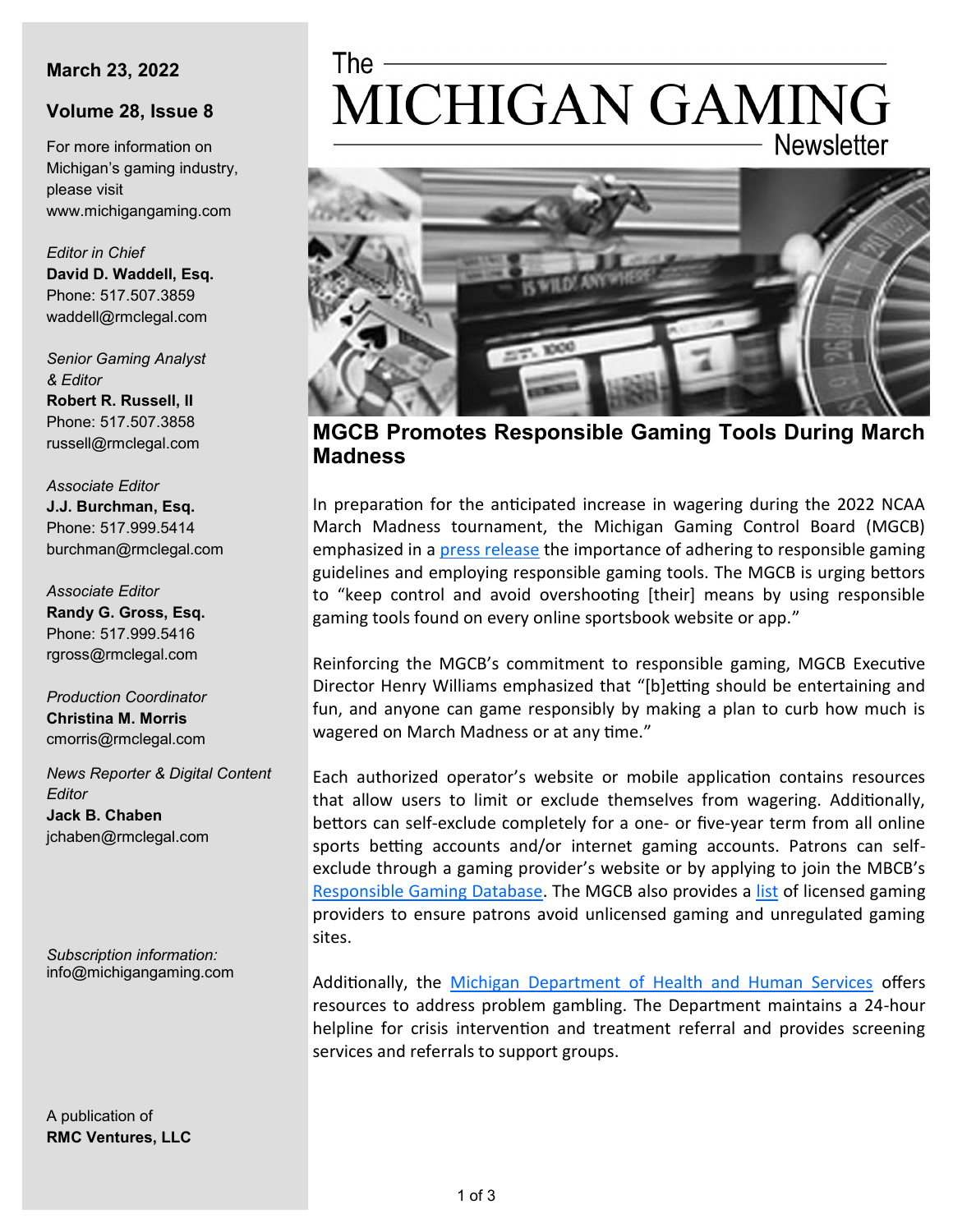# The MICHIGAN GAMING Newsletter

**March 23, 2022**

**Volume 28, Issue 8**

For more information on Michigan's gaming industry, please visit www.michigangaming.com

*Editor in Chief*
**David D. Waddell, Esq.**
Phone: 517.507.3859
waddell@rmclegal.com

*Senior Gaming Analyst & Editor*
**Robert R. Russell, II**
Phone: 517.507.3858
russell@rmclegal.com

*Associate Editor*
**J.J. Burchman, Esq.**
Phone: 517.999.5414
burchman@rmclegal.com

*Associate Editor*
**Randy G. Gross, Esq.**
Phone: 517.999.5416
rgross@rmclegal.com

*Production Coordinator*
**Christina M. Morris**
cmorris@rmclegal.com

*News Reporter & Digital Content Editor*
**Jack B. Chaben**
jchaben@rmclegal.com

*Subscription information:*
info@michigangaming.com

A publication of
**RMC Ventures, LLC**

## MGCB Promotes Responsible Gaming Tools During March Madness

In preparation for the anticipated increase in wagering during the 2022 NCAA March Madness tournament, the Michigan Gaming Control Board (MGCB) emphasized in a press release the importance of adhering to responsible gaming guidelines and employing responsible gaming tools. The MGCB is urging bettors to "keep control and avoid overshooting [their] means by using responsible gaming tools found on every online sportsbook website or app."

Reinforcing the MGCB's commitment to responsible gaming, MGCB Executive Director Henry Williams emphasized that "[b]etting should be entertaining and fun, and anyone can game responsibly by making a plan to curb how much is wagered on March Madness or at any time."

Each authorized operator's website or mobile application contains resources that allow users to limit or exclude themselves from wagering. Additionally, bettors can self-exclude completely for a one- or five-year term from all online sports betting accounts and/or internet gaming accounts. Patrons can self-exclude through a gaming provider's website or by applying to join the MBCB's Responsible Gaming Database. The MGCB also provides a list of licensed gaming providers to ensure patrons avoid unlicensed gaming and unregulated gaming sites.

Additionally, the Michigan Department of Health and Human Services offers resources to address problem gambling. The Department maintains a 24-hour helpline for crisis intervention and treatment referral and provides screening services and referrals to support groups.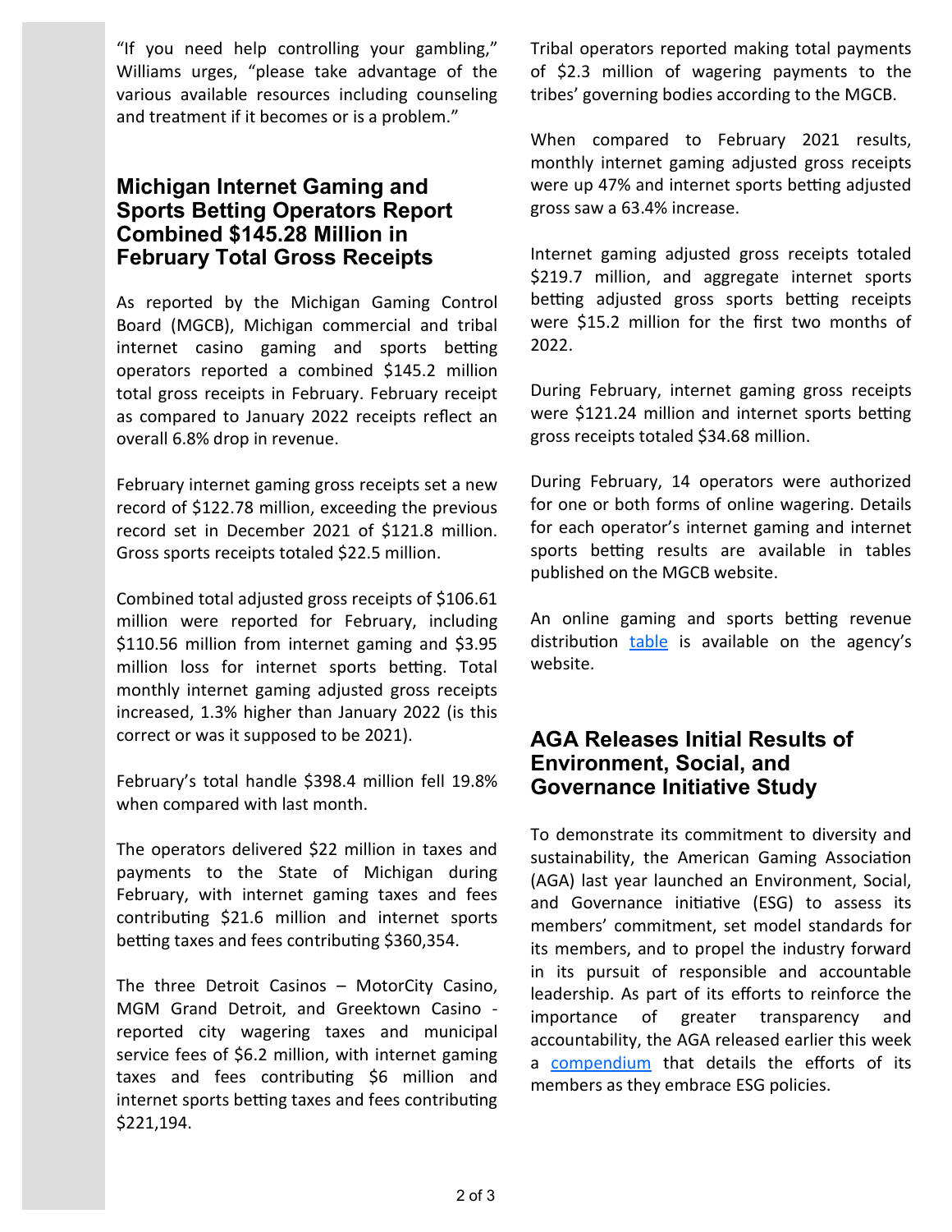"If you need help controlling your gambling," Williams urges, "please take advantage of the various available resources including counseling and treatment if it becomes or is a problem."

## Michigan Internet Gaming and Sports Betting Operators Report Combined $145.28 Million in February Total Gross Receipts

As reported by the Michigan Gaming Control Board (MGCB), Michigan commercial and tribal internet casino gaming and sports betting operators reported a combined $145.2 million total gross receipts in February. February receipt as compared to January 2022 receipts reflect an overall 6.8% drop in revenue.

February internet gaming gross receipts set a new record of $122.78 million, exceeding the previous record set in December 2021 of $121.8 million. Gross sports receipts totaled $22.5 million.

Combined total adjusted gross receipts of $106.61 million were reported for February, including $110.56 million from internet gaming and $3.95 million loss for internet sports betting. Total monthly internet gaming adjusted gross receipts increased, 1.3% higher than January 2022 (is this correct or was it supposed to be 2021).

February's total handle $398.4 million fell 19.8% when compared with last month.

The operators delivered $22 million in taxes and payments to the State of Michigan during February, with internet gaming taxes and fees contributing $21.6 million and internet sports betting taxes and fees contributing $360,354.

The three Detroit Casinos – MotorCity Casino, MGM Grand Detroit, and Greektown Casino - reported city wagering taxes and municipal service fees of $6.2 million, with internet gaming taxes and fees contributing $6 million and internet sports betting taxes and fees contributing $221,194.

Tribal operators reported making total payments of $2.3 million of wagering payments to the tribes' governing bodies according to the MGCB.

When compared to February 2021 results, monthly internet gaming adjusted gross receipts were up 47% and internet sports betting adjusted gross saw a 63.4% increase.

Internet gaming adjusted gross receipts totaled $219.7 million, and aggregate internet sports betting adjusted gross sports betting receipts were $15.2 million for the first two months of 2022.

During February, internet gaming gross receipts were $121.24 million and internet sports betting gross receipts totaled $34.68 million.

During February, 14 operators were authorized for one or both forms of online wagering. Details for each operator's internet gaming and internet sports betting results are available in tables published on the MGCB website.

An online gaming and sports betting revenue distribution table is available on the agency's website.

## AGA Releases Initial Results of Environment, Social, and Governance Initiative Study

To demonstrate its commitment to diversity and sustainability, the American Gaming Association (AGA) last year launched an Environment, Social, and Governance initiative (ESG) to assess its members' commitment, set model standards for its members, and to propel the industry forward in its pursuit of responsible and accountable leadership. As part of its efforts to reinforce the importance of greater transparency and accountability, the AGA released earlier this week a compendium that details the efforts of its members as they embrace ESG policies.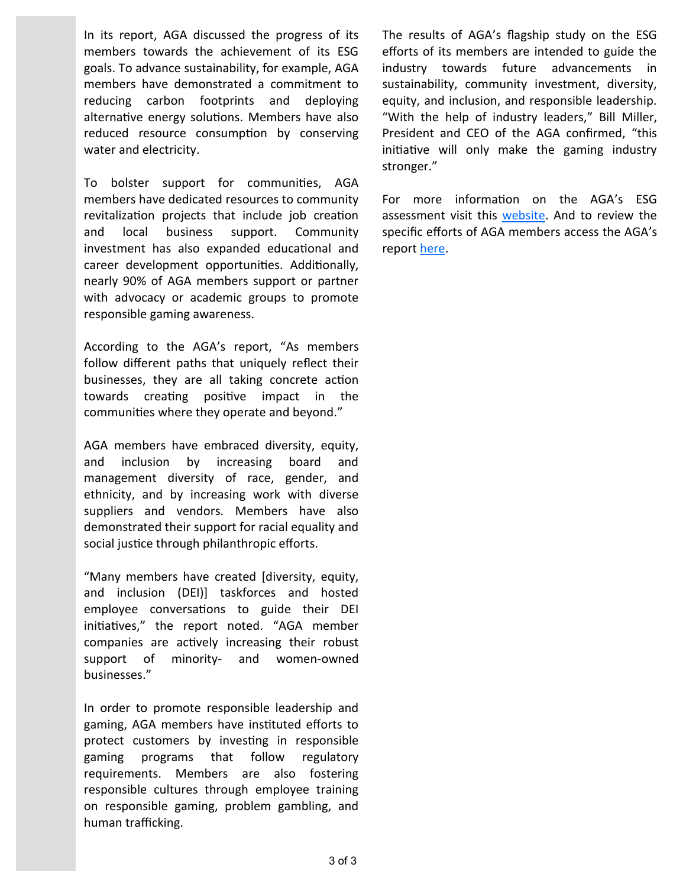In its report, AGA discussed the progress of its members towards the achievement of its ESG goals. To advance sustainability, for example, AGA members have demonstrated a commitment to reducing carbon footprints and deploying alternative energy solutions. Members have also reduced resource consumption by conserving water and electricity.

To bolster support for communities, AGA members have dedicated resources to community revitalization projects that include job creation and local business support. Community investment has also expanded educational and career development opportunities. Additionally, nearly 90% of AGA members support or partner with advocacy or academic groups to promote responsible gaming awareness.

According to the AGA's report, "As members follow different paths that uniquely reflect their businesses, they are all taking concrete action towards creating positive impact in the communities where they operate and beyond."

AGA members have embraced diversity, equity, and inclusion by increasing board and management diversity of race, gender, and ethnicity, and by increasing work with diverse suppliers and vendors. Members have also demonstrated their support for racial equality and social justice through philanthropic efforts.

"Many members have created [diversity, equity, and inclusion (DEI)] taskforces and hosted employee conversations to guide their DEI initiatives," the report noted. "AGA member companies are actively increasing their robust support of minority- and women-owned businesses."

In order to promote responsible leadership and gaming, AGA members have instituted efforts to protect customers by investing in responsible gaming programs that follow regulatory requirements. Members are also fostering responsible cultures through employee training on responsible gaming, problem gambling, and human trafficking.

The results of AGA's flagship study on the ESG efforts of its members are intended to guide the industry towards future advancements in sustainability, community investment, diversity, equity, and inclusion, and responsible leadership. "With the help of industry leaders," Bill Miller, President and CEO of the AGA confirmed, "this initiative will only make the gaming industry stronger."

For more information on the AGA's ESG assessment visit this website. And to review the specific efforts of AGA members access the AGA's report here.